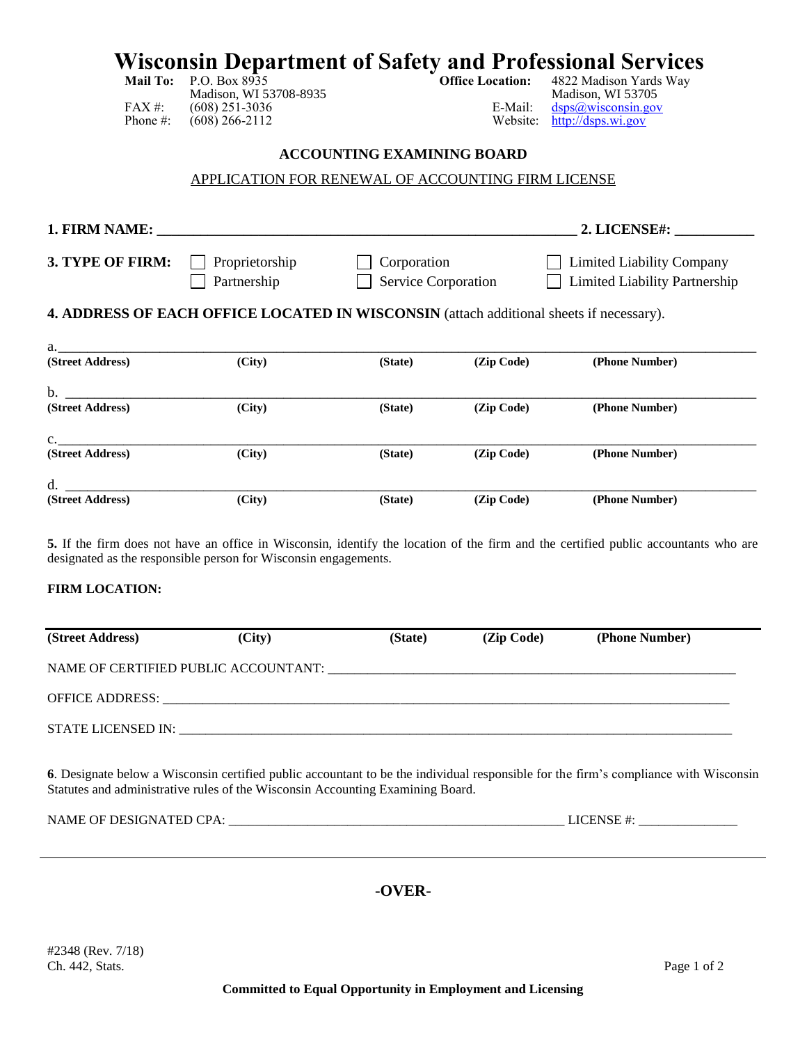# Wisconsin Department of Safety and Professional Services

**Mail To:** P.O. Box 8935
Madison, WI 53708-8935
FAX #: (608) 251-3036
Phone #: (608) 266-2112

**Office Location:** 4822 Madison Yards Way
Madison, WI 53705
E-Mail: dsps@wisconsin.gov
Website: http://dsps.wi.gov

## ACCOUNTING EXAMINING BOARD

### APPLICATION FOR RENEWAL OF ACCOUNTING FIRM LICENSE

**1. FIRM NAME:** ____________________________________________ **2. LICENSE#:** ___________

**3. TYPE OF FIRM:**
- ☐ Proprietorship
- ☐ Partnership
- ☐ Corporation
- ☐ Service Corporation
- ☐ Limited Liability Company
- ☐ Limited Liability Partnership

**4. ADDRESS OF EACH OFFICE LOCATED IN WISCONSIN** (attach additional sheets if necessary).

| | (Street Address) | (City) | (State) | (Zip Code) | (Phone Number) |
|---|---|---|---|---|---|
| a. | | | | | |
| b. | | | | | |
| c. | | | | | |
| d. | | | | | |

**5.** If the firm does not have an office in Wisconsin, identify the location of the firm and the certified public accountants who are designated as the responsible person for Wisconsin engagements.

**FIRM LOCATION:**

| (Street Address) | (City) | (State) | (Zip Code) | (Phone Number) |
|---|---|---|---|---|
| | | | | |

NAME OF CERTIFIED PUBLIC ACCOUNTANT: ____________________________________________

OFFICE ADDRESS: ____________________________________________

STATE LICENSED IN: ____________________________________________

**6**. Designate below a Wisconsin certified public accountant to be the individual responsible for the firm's compliance with Wisconsin Statutes and administrative rules of the Wisconsin Accounting Examining Board.

NAME OF DESIGNATED CPA: ____________________________________ LICENSE #: _______________

**-OVER-**

#2348 (Rev. 7/18)
Ch. 442, Stats.

**Committed to Equal Opportunity in Employment and Licensing**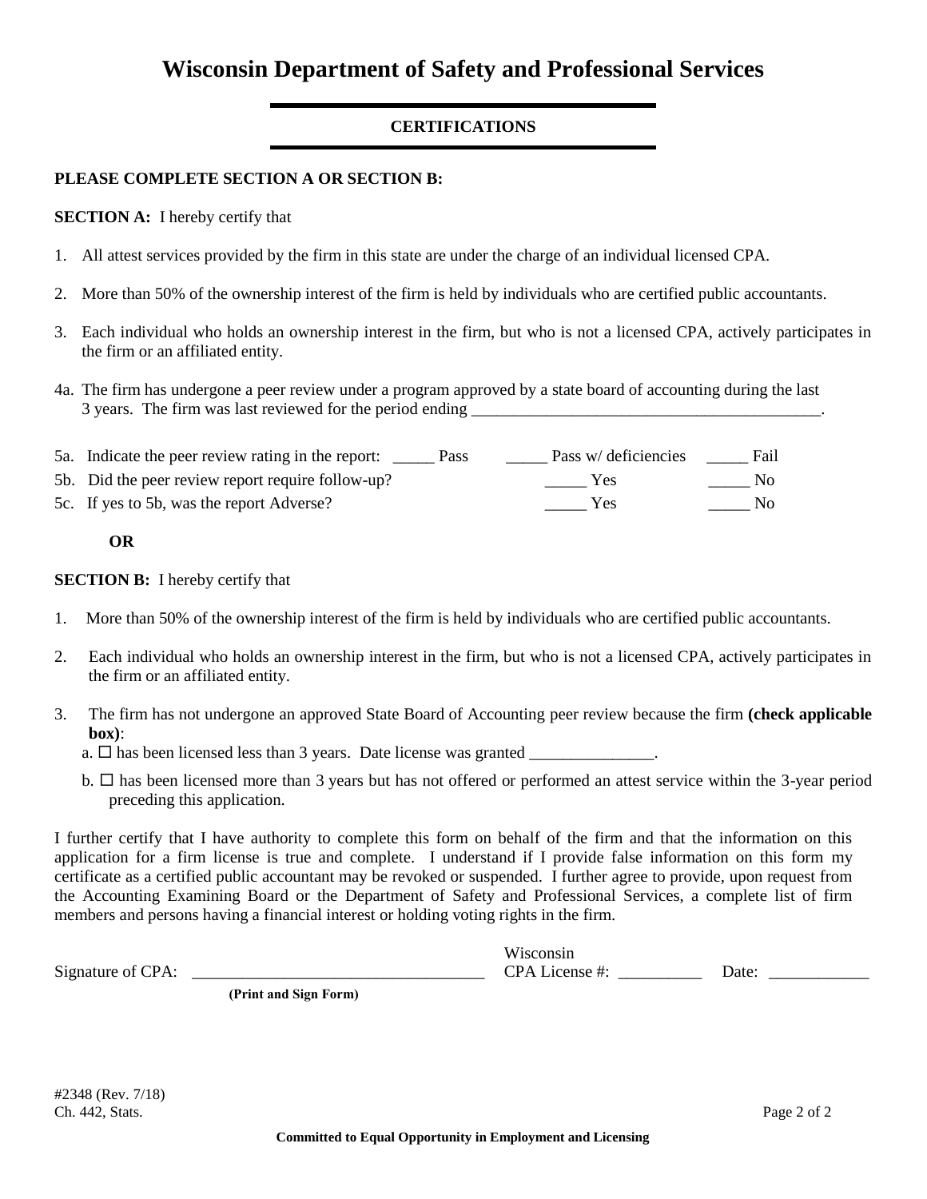# Wisconsin Department of Safety and Professional Services

## CERTIFICATIONS

**PLEASE COMPLETE SECTION A OR SECTION B:**

**SECTION A:** I hereby certify that

1. All attest services provided by the firm in this state are under the charge of an individual licensed CPA.
2. More than 50% of the ownership interest of the firm is held by individuals who are certified public accountants.
3. Each individual who holds an ownership interest in the firm, but who is not a licensed CPA, actively participates in the firm or an affiliated entity.

4a. The firm has undergone a peer review under a program approved by a state board of accounting during the last 3 years. The firm was last reviewed for the period ending ___________________________________________.

5a. Indicate the peer review rating in the report: _____ Pass _____ Pass w/ deficiencies _____ Fail

5b. Did the peer review report require follow-up? _____ Yes _____ No

5c. If yes to 5b, was the report Adverse? _____ Yes _____ No

**OR**

**SECTION B:** I hereby certify that

1. More than 50% of the ownership interest of the firm is held by individuals who are certified public accountants.
2. Each individual who holds an ownership interest in the firm, but who is not a licensed CPA, actively participates in the firm or an affiliated entity.
3. The firm has not undergone an approved State Board of Accounting peer review because the firm **(check applicable box)**:
   - a. ☐ has been licensed less than 3 years. Date license was granted _______________.
   - b. ☐ has been licensed more than 3 years but has not offered or performed an attest service within the 3-year period preceding this application.

I further certify that I have authority to complete this form on behalf of the firm and that the information on this application for a firm license is true and complete. I understand if I provide false information on this form my certificate as a certified public accountant may be revoked or suspended. I further agree to provide, upon request from the Accounting Examining Board or the Department of Safety and Professional Services, a complete list of firm members and persons having a financial interest or holding voting rights in the firm.

Signature of CPA: ___________________________________ Wisconsin CPA License #: __________ Date: ____________

**(Print and Sign Form)**

#2348 (Rev. 7/18)
Ch. 442, Stats.

**Committed to Equal Opportunity in Employment and Licensing**